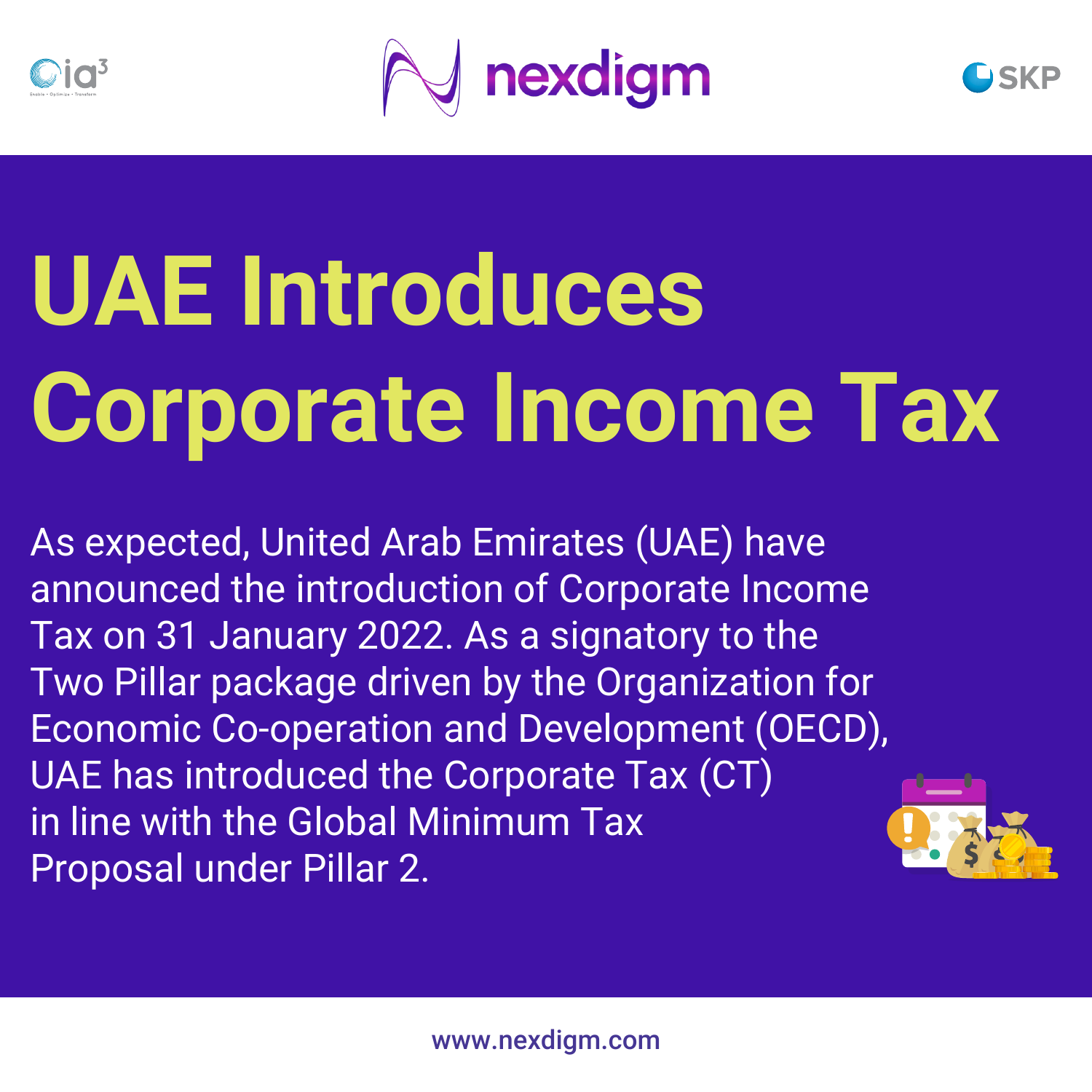# UAE Introduces Corporate Income Tax

As expected, United Arab Emirates (UAE) have announced the introduction of Corporate Income Tax on 31 January 2022. As a signatory to the Two Pillar package driven by the Organization for Economic Co-operation and Development (OECD), UAE has introduced the Corporate Tax (CT) in line with the Global Minimum Tax Proposal under Pillar 2.

www.nexdigm.com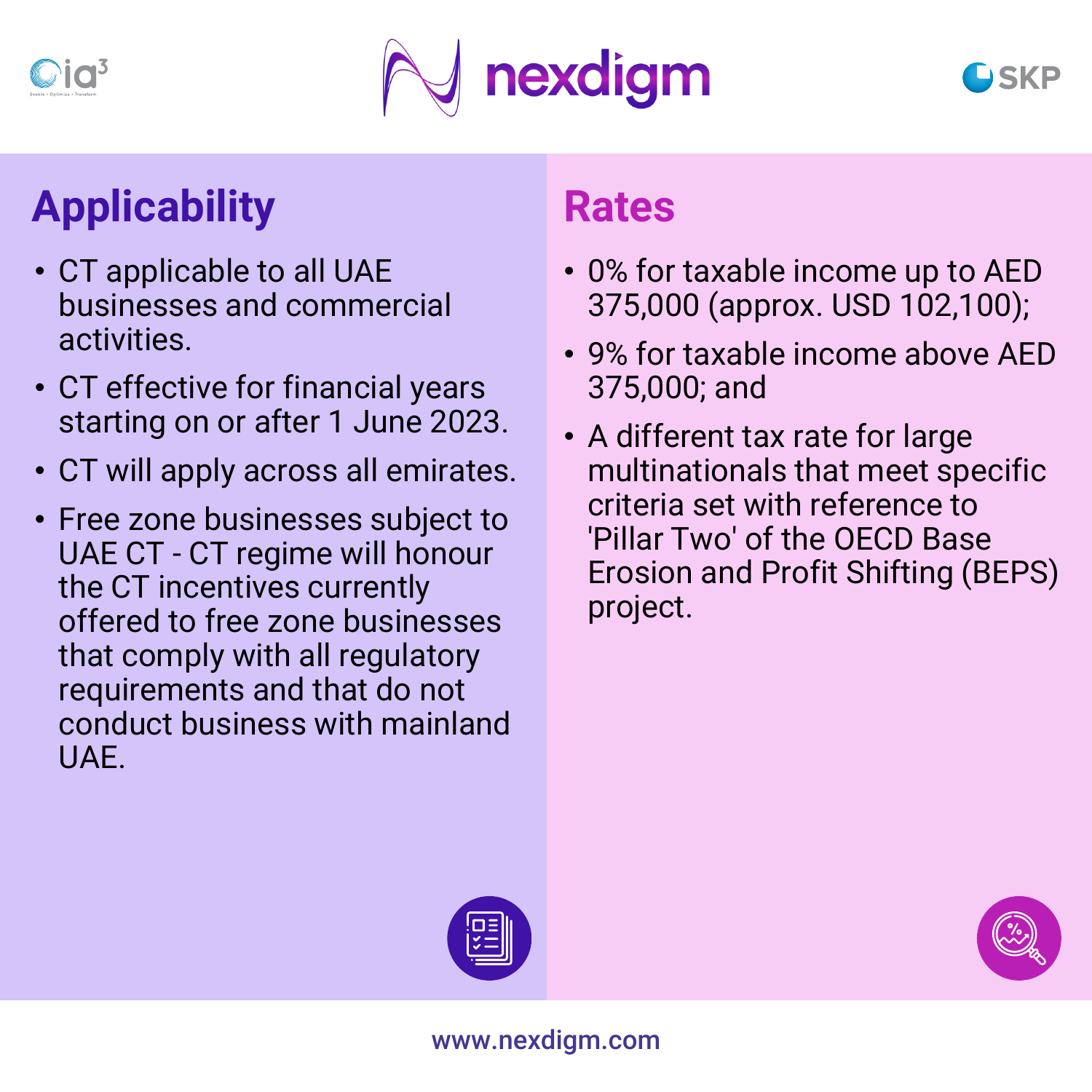## Applicability

- CT applicable to all UAE businesses and commercial activities.
- CT effective for financial years starting on or after 1 June 2023.
- CT will apply across all emirates.
- Free zone businesses subject to UAE CT - CT regime will honour the CT incentives currently offered to free zone businesses that comply with all regulatory requirements and that do not conduct business with mainland UAE.

## Rates

- 0% for taxable income up to AED 375,000 (approx. USD 102,100);
- 9% for taxable income above AED 375,000; and
- A different tax rate for large multinationals that meet specific criteria set with reference to 'Pillar Two' of the OECD Base Erosion and Profit Shifting (BEPS) project.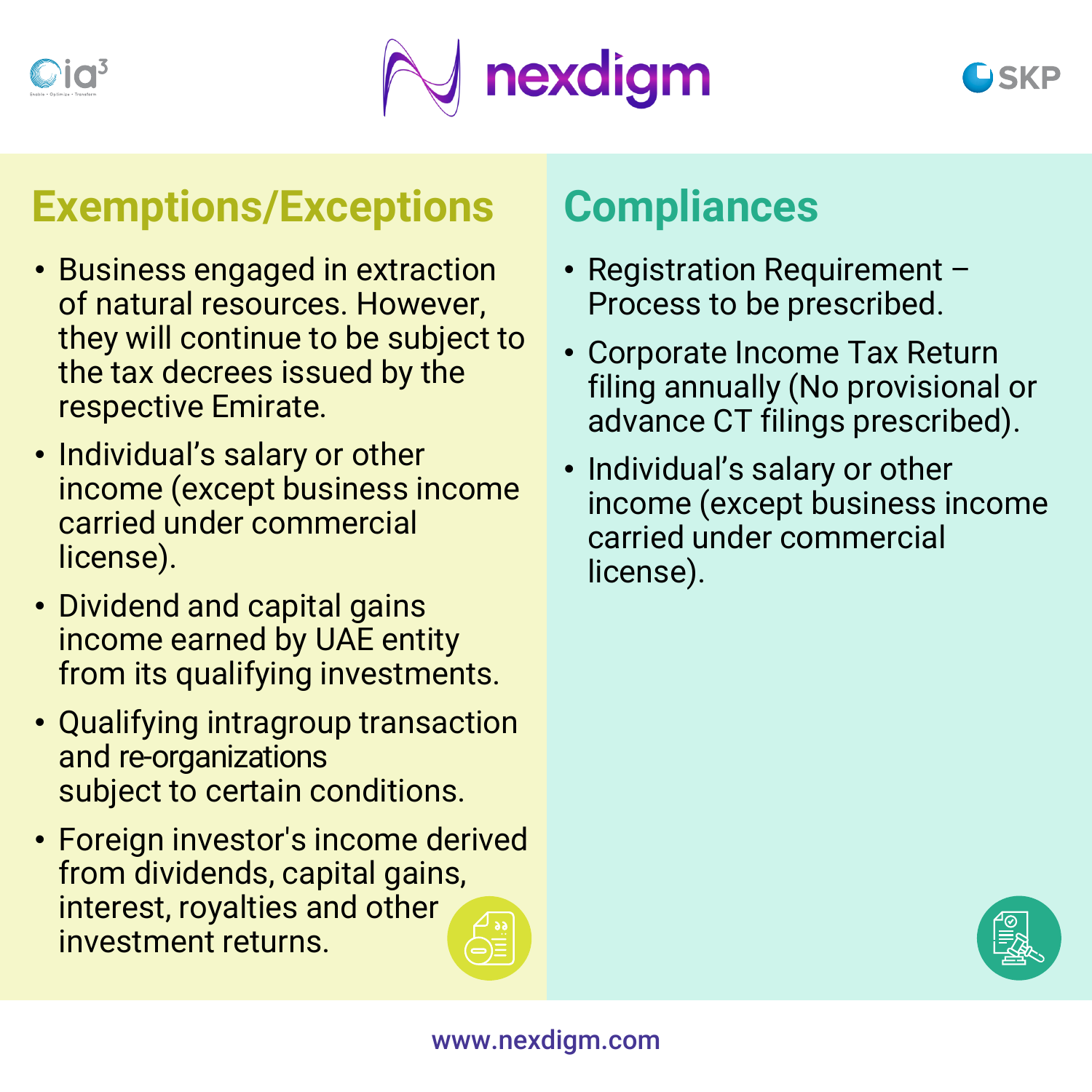## Exemptions/Exceptions

- Business engaged in extraction of natural resources. However, they will continue to be subject to the tax decrees issued by the respective Emirate.
- Individual's salary or other income (except business income carried under commercial license).
- Dividend and capital gains income earned by UAE entity from its qualifying investments.
- Qualifying intragroup transaction and re-organizations subject to certain conditions.
- Foreign investor's income derived from dividends, capital gains, interest, royalties and other investment returns.

## Compliances

- Registration Requirement – Process to be prescribed.
- Corporate Income Tax Return filing annually (No provisional or advance CT filings prescribed).
- Individual's salary or other income (except business income carried under commercial license).

www.nexdigm.com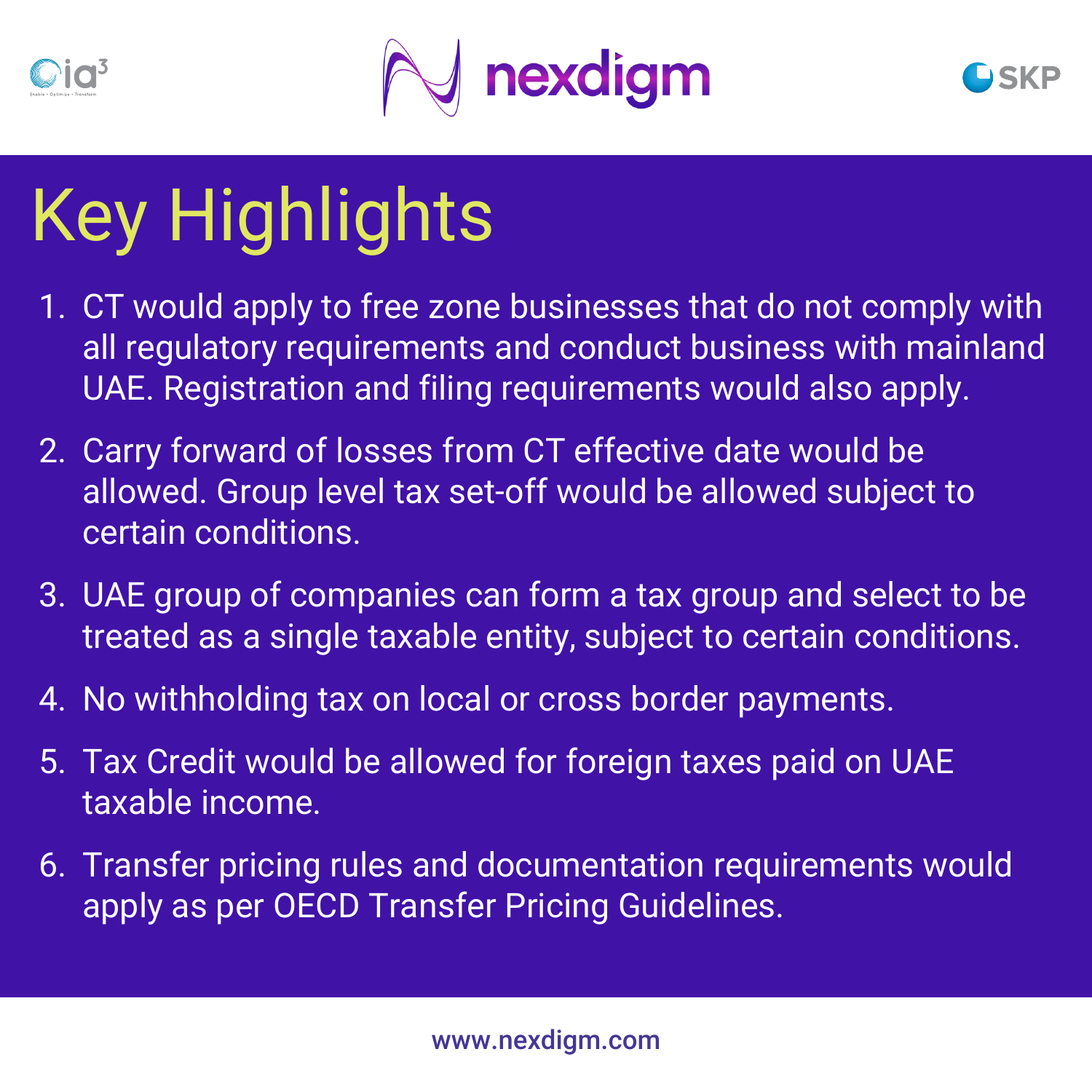# Key Highlights

1. CT would apply to free zone businesses that do not comply with all regulatory requirements and conduct business with mainland UAE. Registration and filing requirements would also apply.
2. Carry forward of losses from CT effective date would be allowed. Group level tax set-off would be allowed subject to certain conditions.
3. UAE group of companies can form a tax group and select to be treated as a single taxable entity, subject to certain conditions.
4. No withholding tax on local or cross border payments.
5. Tax Credit would be allowed for foreign taxes paid on UAE taxable income.
6. Transfer pricing rules and documentation requirements would apply as per OECD Transfer Pricing Guidelines.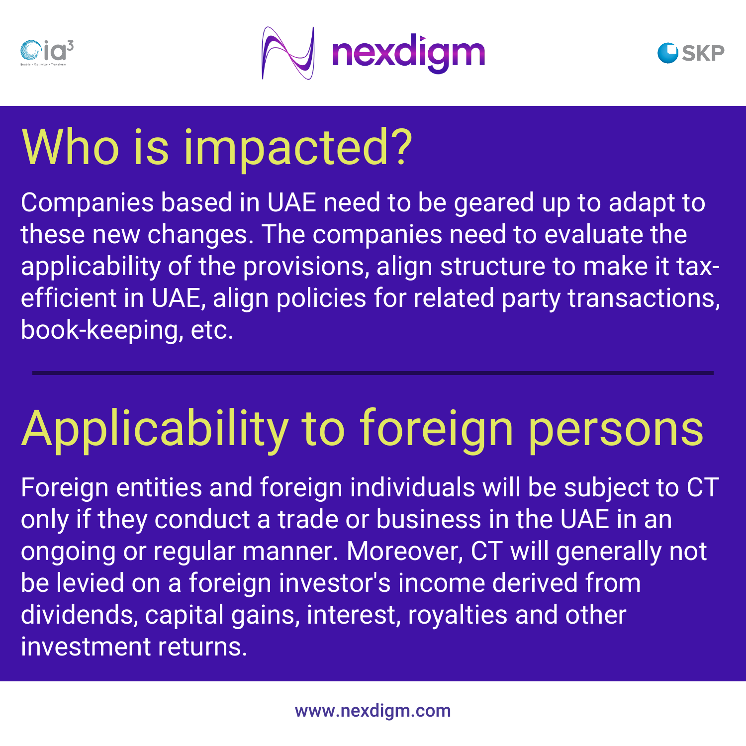## Who is impacted?

Companies based in UAE need to be geared up to adapt to these new changes. The companies need to evaluate the applicability of the provisions, align structure to make it tax-efficient in UAE, align policies for related party transactions, book-keeping, etc.

---

## Applicability to foreign persons

Foreign entities and foreign individuals will be subject to CT only if they conduct a trade or business in the UAE in an ongoing or regular manner. Moreover, CT will generally not be levied on a foreign investor's income derived from dividends, capital gains, interest, royalties and other investment returns.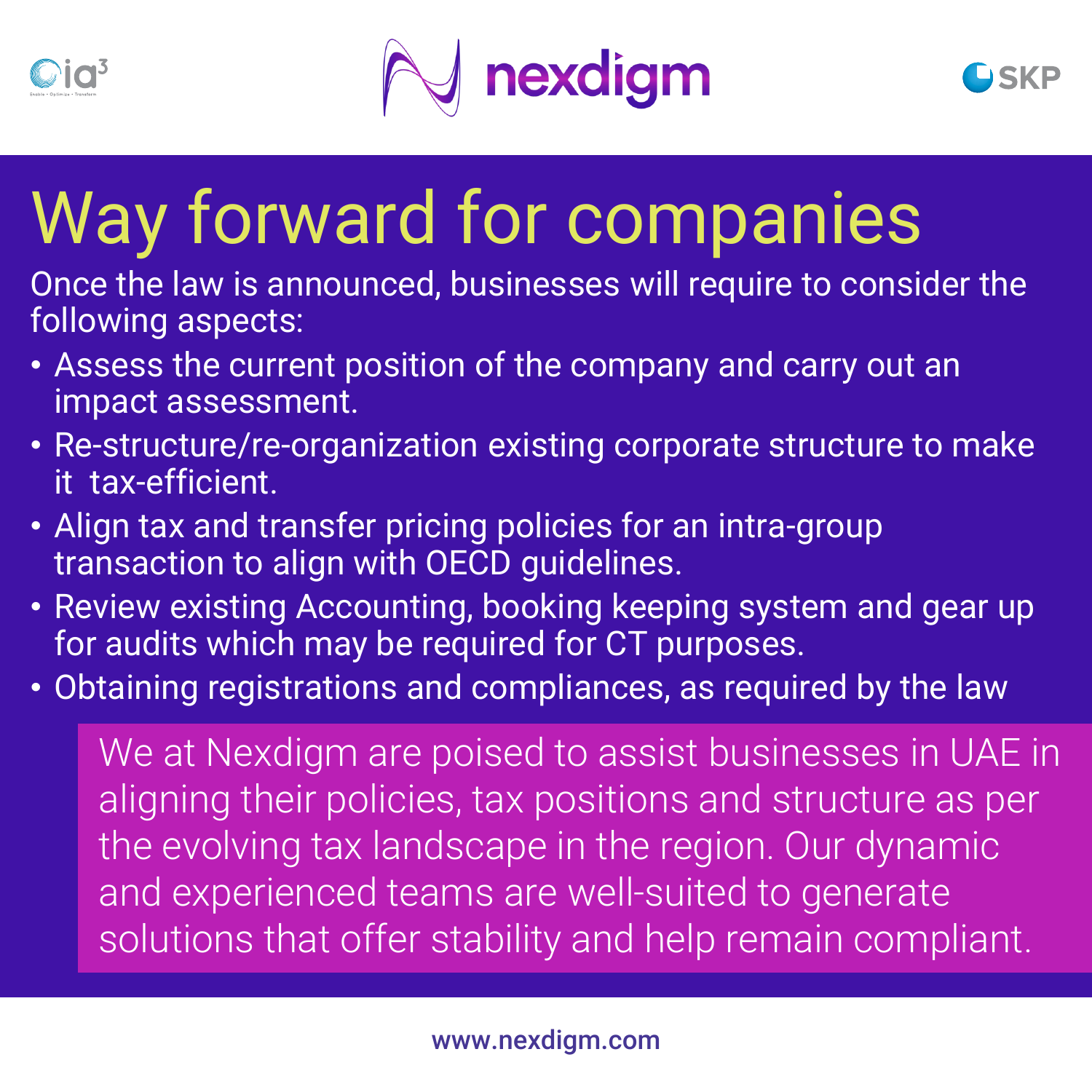# Way forward for companies

Once the law is announced, businesses will require to consider the following aspects:

- Assess the current position of the company and carry out an impact assessment.
- Re-structure/re-organization existing corporate structure to make it tax-efficient.
- Align tax and transfer pricing policies for an intra-group transaction to align with OECD guidelines.
- Review existing Accounting, booking keeping system and gear up for audits which may be required for CT purposes.
- Obtaining registrations and compliances, as required by the law

We at Nexdigm are poised to assist businesses in UAE in aligning their policies, tax positions and structure as per the evolving tax landscape in the region. Our dynamic and experienced teams are well-suited to generate solutions that offer stability and help remain compliant.

www.nexdigm.com